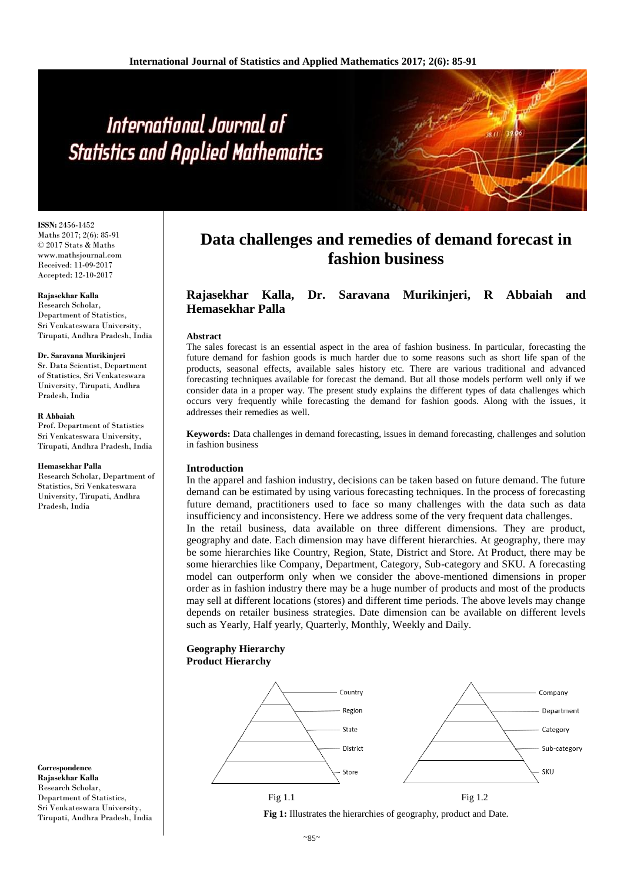# Data challenges and remedies of demand forecast in fashion business

**Rajasekhar Kalla, Dr. Saravana Murikinjeri, R Abbaiah and Hemasekhar Palla**

ISSN: 2456-1452
Maths 2017; 2(6): 85-91
© 2017 Stats & Maths
www.mathsjournal.com
Received: 11-09-2017
Accepted: 12-10-2017

**Rajasekhar Kalla**
Research Scholar, Department of Statistics, Sri Venkateswara University, Tirupati, Andhra Pradesh, India

**Dr. Saravana Murikinjeri**
Sr. Data Scientist, Department of Statistics, Sri Venkateswara University, Tirupati, Andhra Pradesh, India

**R Abbaiah**
Prof. Department of Statistics Sri Venkateswara University, Tirupati, Andhra Pradesh, India

**Hemasekhar Palla**
Research Scholar, Department of Statistics, Sri Venkateswara University, Tirupati, Andhra Pradesh, India

**Correspondence**
**Rajasekhar Kalla**
Research Scholar, Department of Statistics, Sri Venkateswara University, Tirupati, Andhra Pradesh, India

## Abstract

The sales forecast is an essential aspect in the area of fashion business. In particular, forecasting the future demand for fashion goods is much harder due to some reasons such as short life span of the products, seasonal effects, available sales history etc. There are various traditional and advanced forecasting techniques available for forecast the demand. But all those models perform well only if we consider data in a proper way. The present study explains the different types of data challenges which occurs very frequently while forecasting the demand for fashion goods. Along with the issues, it addresses their remedies as well.

**Keywords:** Data challenges in demand forecasting, issues in demand forecasting, challenges and solution in fashion business

## Introduction

In the apparel and fashion industry, decisions can be taken based on future demand. The future demand can be estimated by using various forecasting techniques. In the process of forecasting future demand, practitioners used to face so many challenges with the data such as data insufficiency and inconsistency. Here we address some of the very frequent data challenges.

In the retail business, data available on three different dimensions. They are product, geography and date. Each dimension may have different hierarchies. At geography, there may be some hierarchies like Country, Region, State, District and Store. At Product, there may be some hierarchies like Company, Department, Category, Sub-category and SKU. A forecasting model can outperform only when we consider the above-mentioned dimensions in proper order as in fashion industry there may be a huge number of products and most of the products may sell at different locations (stores) and different time periods. The above levels may change depends on retailer business strategies. Date dimension can be available on different levels such as Yearly, Half yearly, Quarterly, Monthly, Weekly and Daily.

**Geography Hierarchy**
**Product Hierarchy**

Country
Region
State
District
Store

Fig 1.1

Company
Department
Category
Sub-category
SKU

Fig 1.2

**Fig 1:** Illustrates the hierarchies of geography, product and Date.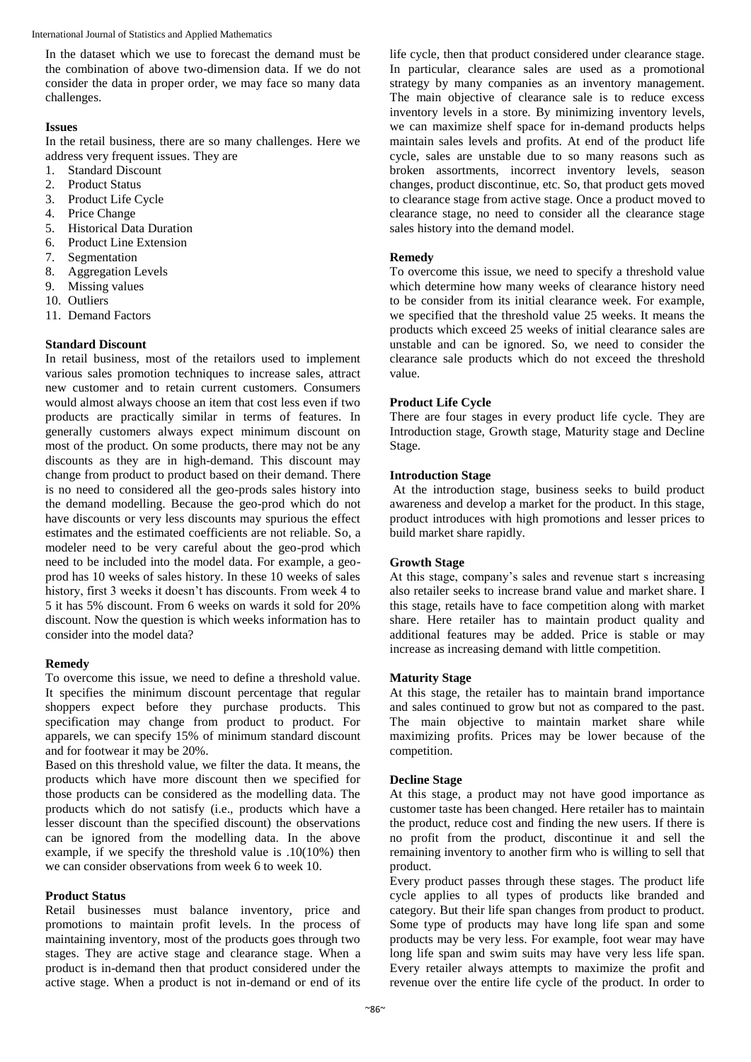In the dataset which we use to forecast the demand must be the combination of above two-dimension data. If we do not consider the data in proper order, we may face so many data challenges.

### Issues

In the retail business, there are so many challenges. Here we address very frequent issues. They are

1. Standard Discount
2. Product Status
3. Product Life Cycle
4. Price Change
5. Historical Data Duration
6. Product Line Extension
7. Segmentation
8. Aggregation Levels
9. Missing values
10. Outliers
11. Demand Factors

### Standard Discount

In retail business, most of the retailors used to implement various sales promotion techniques to increase sales, attract new customer and to retain current customers. Consumers would almost always choose an item that cost less even if two products are practically similar in terms of features. In generally customers always expect minimum discount on most of the product. On some products, there may not be any discounts as they are in high-demand. This discount may change from product to product based on their demand. There is no need to considered all the geo-prods sales history into the demand modelling. Because the geo-prod which do not have discounts or very less discounts may spurious the effect estimates and the estimated coefficients are not reliable. So, a modeler need to be very careful about the geo-prod which need to be included into the model data. For example, a geo-prod has 10 weeks of sales history. In these 10 weeks of sales history, first 3 weeks it doesn't has discounts. From week 4 to 5 it has 5% discount. From 6 weeks on wards it sold for 20% discount. Now the question is which weeks information has to consider into the model data?

### Remedy

To overcome this issue, we need to define a threshold value. It specifies the minimum discount percentage that regular shoppers expect before they purchase products. This specification may change from product to product. For apparels, we can specify 15% of minimum standard discount and for footwear it may be 20%.

Based on this threshold value, we filter the data. It means, the products which have more discount then we specified for those products can be considered as the modelling data. The products which do not satisfy (i.e., products which have a lesser discount than the specified discount) the observations can be ignored from the modelling data. In the above example, if we specify the threshold value is .10(10%) then we can consider observations from week 6 to week 10.

### Product Status

Retail businesses must balance inventory, price and promotions to maintain profit levels. In the process of maintaining inventory, most of the products goes through two stages. They are active stage and clearance stage. When a product is in-demand then that product considered under the active stage. When a product is not in-demand or end of its life cycle, then that product considered under clearance stage. In particular, clearance sales are used as a promotional strategy by many companies as an inventory management. The main objective of clearance sale is to reduce excess inventory levels in a store. By minimizing inventory levels, we can maximize shelf space for in-demand products helps maintain sales levels and profits. At end of the product life cycle, sales are unstable due to so many reasons such as broken assortments, incorrect inventory levels, season changes, product discontinue, etc. So, that product gets moved to clearance stage from active stage. Once a product moved to clearance stage, no need to consider all the clearance stage sales history into the demand model.

### Remedy

To overcome this issue, we need to specify a threshold value which determine how many weeks of clearance history need to be consider from its initial clearance week. For example, we specified that the threshold value 25 weeks. It means the products which exceed 25 weeks of initial clearance sales are unstable and can be ignored. So, we need to consider the clearance sale products which do not exceed the threshold value.

### Product Life Cycle

There are four stages in every product life cycle. They are Introduction stage, Growth stage, Maturity stage and Decline Stage.

### Introduction Stage

At the introduction stage, business seeks to build product awareness and develop a market for the product. In this stage, product introduces with high promotions and lesser prices to build market share rapidly.

### Growth Stage

At this stage, company's sales and revenue start s increasing also retailer seeks to increase brand value and market share. I this stage, retails have to face competition along with market share. Here retailer has to maintain product quality and additional features may be added. Price is stable or may increase as increasing demand with little competition.

### Maturity Stage

At this stage, the retailer has to maintain brand importance and sales continued to grow but not as compared to the past. The main objective to maintain market share while maximizing profits. Prices may be lower because of the competition.

### Decline Stage

At this stage, a product may not have good importance as customer taste has been changed. Here retailer has to maintain the product, reduce cost and finding the new users. If there is no profit from the product, discontinue it and sell the remaining inventory to another firm who is willing to sell that product.

Every product passes through these stages. The product life cycle applies to all types of products like branded and category. But their life span changes from product to product. Some type of products may have long life span and some products may be very less. For example, foot wear may have long life span and swim suits may have very less life span. Every retailer always attempts to maximize the profit and revenue over the entire life cycle of the product. In order to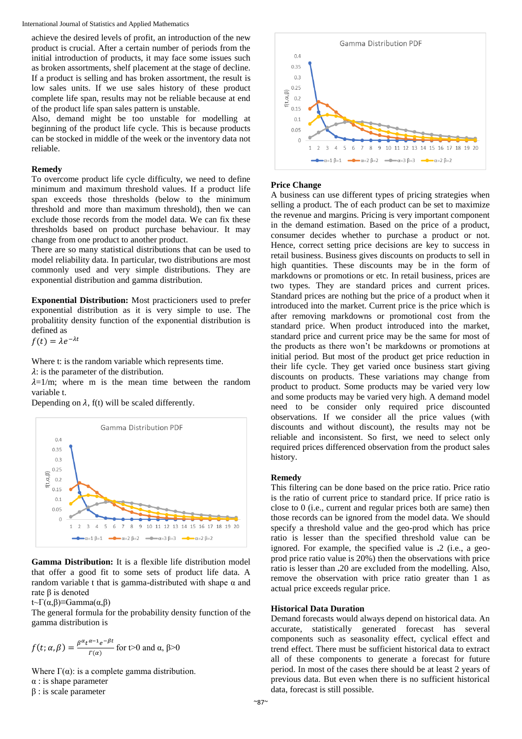achieve the desired levels of profit, an introduction of the new product is crucial. After a certain number of periods from the initial introduction of products, it may face some issues such as broken assortments, shelf placement at the stage of decline. If a product is selling and has broken assortment, the result is low sales units. If we use sales history of these product complete life span, results may not be reliable because at end of the product life span sales pattern is unstable.

Also, demand might be too unstable for modelling at beginning of the product life cycle. This is because products can be stocked in middle of the week or the inventory data not reliable.

### Remedy

To overcome product life cycle difficulty, we need to define minimum and maximum threshold values. If a product life span exceeds those thresholds (below to the minimum threshold and more than maximum threshold), then we can exclude those records from the model data. We can fix these thresholds based on product purchase behaviour. It may change from one product to another product.

There are so many statistical distributions that can be used to model reliability data. In particular, two distributions are most commonly used and very simple distributions. They are exponential distribution and gamma distribution.

**Exponential Distribution:** Most practicioners used to prefer exponential distribution as it is very simple to use. The probality density function of the exponential distribution is defined as

$$f(t) = \lambda e^{-\lambda t}$$

Where t: is the random variable which represents time.
$\lambda$: is the parameter of the distribution.
$\lambda$=1/m; where m is the mean time between the random variable t.
Depending on $\lambda$, f(t) will be scaled differently.

**Gamma Distribution:** It is a flexible life distribution model that offer a good fit to some sets of product life data. A random variable t that is gamma-distributed with shape α and rate β is denoted

$t \sim \Gamma(\alpha,\beta) \equiv \text{Gamma}(\alpha,\beta)$

The general formula for the probability density function of the gamma distribution is

$$f(t;\alpha,\beta) = \frac{\beta^{\alpha} t^{\alpha-1} e^{-\beta t}}{\Gamma(\alpha)} \text{ for } t>0 \text{ and } \alpha,\ \beta>0$$

Where Γ(α): is a complete gamma distribution.
α : is shape parameter
β : is scale parameter

### Price Change

A business can use different types of pricing strategies when selling a product. The of each product can be set to maximize the revenue and margins. Pricing is very important component in the demand estimation. Based on the price of a product, consumer decides whether to purchase a product or not. Hence, correct setting price decisions are key to success in retail business. Business gives discounts on products to sell in high quantities. These discounts may be in the form of markdowns or promotions or etc. In retail business, prices are two types. They are standard prices and current prices. Standard prices are nothing but the price of a product when it introduced into the market. Current price is the price which is after removing markdowns or promotional cost from the standard price. When product introduced into the market, standard price and current price may be the same for most of the products as there won't be markdowns or promotions at initial period. But most of the product get price reduction in their life cycle. They get varied once business start giving discounts on products. These variations may change from product to product. Some products may be varied very low and some products may be varied very high. A demand model need to be consider only required price discounted observations. If we consider all the price values (with discounts and without discount), the results may not be reliable and inconsistent. So first, we need to select only required prices differenced observation from the product sales history.

### Remedy

This filtering can be done based on the price ratio. Price ratio is the ratio of current price to standard price. If price ratio is close to 0 (i.e., current and regular prices both are same) then those records can be ignored from the model data. We should specify a threshold value and the geo-prod which has price ratio is lesser than the specified threshold value can be ignored. For example, the specified value is .2 (i.e., a geo-prod price ratio value is 20%) then the observations with price ratio is lesser than .20 are excluded from the modelling. Also, remove the observation with price ratio greater than 1 as actual price exceeds regular price.

### Historical Data Duration

Demand forecasts would always depend on historical data. An accurate, statistically generated forecast has several components such as seasonality effect, cyclical effect and trend effect. There must be sufficient historical data to extract all of these components to generate a forecast for future period. In most of the cases there should be at least 2 years of previous data. But even when there is no sufficient historical data, forecast is still possible.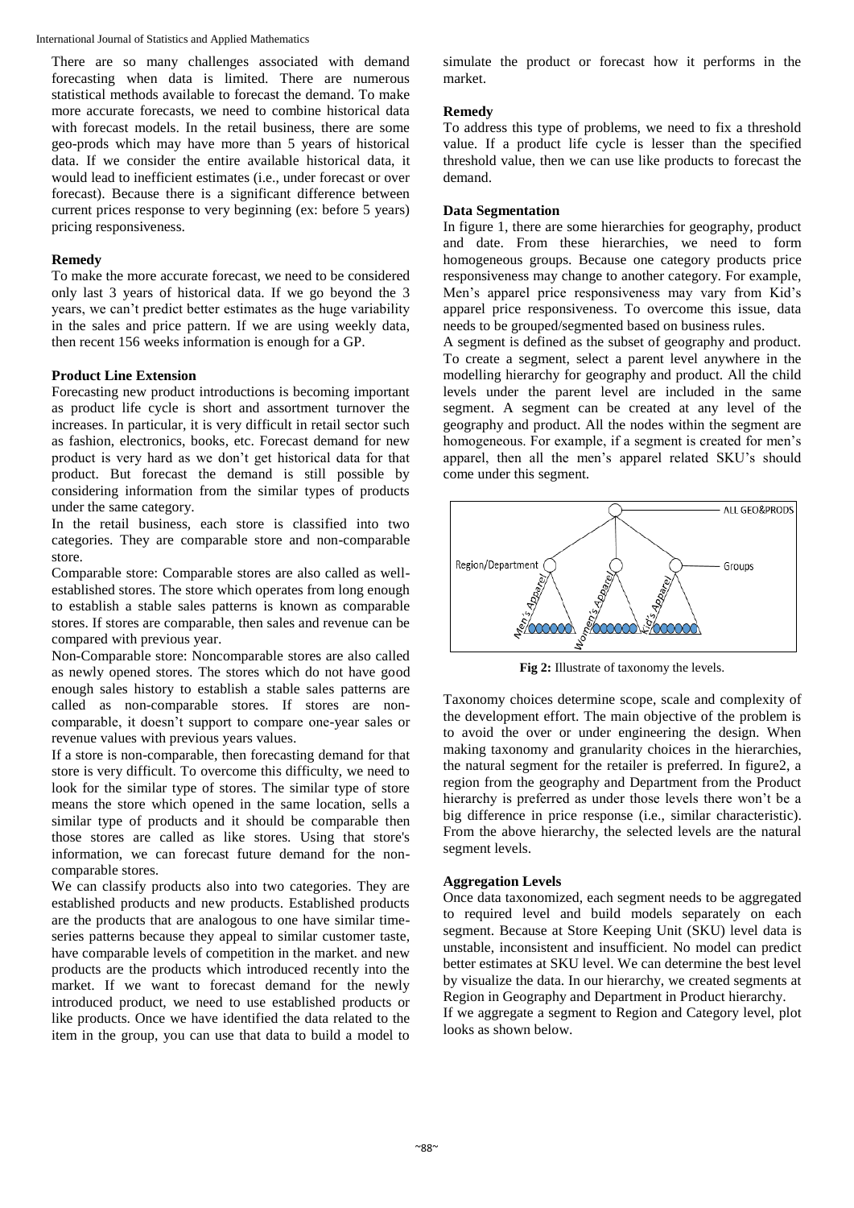There are so many challenges associated with demand forecasting when data is limited. There are numerous statistical methods available to forecast the demand. To make more accurate forecasts, we need to combine historical data with forecast models. In the retail business, there are some geo-prods which may have more than 5 years of historical data. If we consider the entire available historical data, it would lead to inefficient estimates (i.e., under forecast or over forecast). Because there is a significant difference between current prices response to very beginning (ex: before 5 years) pricing responsiveness.

**Remedy**

To make the more accurate forecast, we need to be considered only last 3 years of historical data. If we go beyond the 3 years, we can't predict better estimates as the huge variability in the sales and price pattern. If we are using weekly data, then recent 156 weeks information is enough for a GP.

**Product Line Extension**

Forecasting new product introductions is becoming important as product life cycle is short and assortment turnover the increases. In particular, it is very difficult in retail sector such as fashion, electronics, books, etc. Forecast demand for new product is very hard as we don't get historical data for that product. But forecast the demand is still possible by considering information from the similar types of products under the same category.

In the retail business, each store is classified into two categories. They are comparable store and non-comparable store.

Comparable store: Comparable stores are also called as well-established stores. The store which operates from long enough to establish a stable sales patterns is known as comparable stores. If stores are comparable, then sales and revenue can be compared with previous year.

Non-Comparable store: Noncomparable stores are also called as newly opened stores. The stores which do not have good enough sales history to establish a stable sales patterns are called as non-comparable stores. If stores are non-comparable, it doesn't support to compare one-year sales or revenue values with previous years values.

If a store is non-comparable, then forecasting demand for that store is very difficult. To overcome this difficulty, we need to look for the similar type of stores. The similar type of store means the store which opened in the same location, sells a similar type of products and it should be comparable then those stores are called as like stores. Using that store's information, we can forecast future demand for the non-comparable stores.

We can classify products also into two categories. They are established products and new products. Established products are the products that are analogous to one have similar time-series patterns because they appeal to similar customer taste, have comparable levels of competition in the market. and new products are the products which introduced recently into the market. If we want to forecast demand for the newly introduced product, we need to use established products or like products. Once we have identified the data related to the item in the group, you can use that data to build a model to simulate the product or forecast how it performs in the market.

**Remedy**

To address this type of problems, we need to fix a threshold value. If a product life cycle is lesser than the specified threshold value, then we can use like products to forecast the demand.

**Data Segmentation**

In figure 1, there are some hierarchies for geography, product and date. From these hierarchies, we need to form homogeneous groups. Because one category products price responsiveness may change to another category. For example, Men's apparel price responsiveness may vary from Kid's apparel price responsiveness. To overcome this issue, data needs to be grouped/segmented based on business rules.

A segment is defined as the subset of geography and product. To create a segment, select a parent level anywhere in the modelling hierarchy for geography and product. All the child levels under the parent level are included in the same segment. A segment can be created at any level of the geography and product. All the nodes within the segment are homogeneous. For example, if a segment is created for men's apparel, then all the men's apparel related SKU's should come under this segment.

**Fig 2:** Illustrate of taxonomy the levels.

Taxonomy choices determine scope, scale and complexity of the development effort. The main objective of the problem is to avoid the over or under engineering the design. When making taxonomy and granularity choices in the hierarchies, the natural segment for the retailer is preferred. In figure2, a region from the geography and Department from the Product hierarchy is preferred as under those levels there won't be a big difference in price response (i.e., similar characteristic). From the above hierarchy, the selected levels are the natural segment levels.

**Aggregation Levels**

Once data taxonomized, each segment needs to be aggregated to required level and build models separately on each segment. Because at Store Keeping Unit (SKU) level data is unstable, inconsistent and insufficient. No model can predict better estimates at SKU level. We can determine the best level by visualize the data. In our hierarchy, we created segments at Region in Geography and Department in Product hierarchy.

If we aggregate a segment to Region and Category level, plot looks as shown below.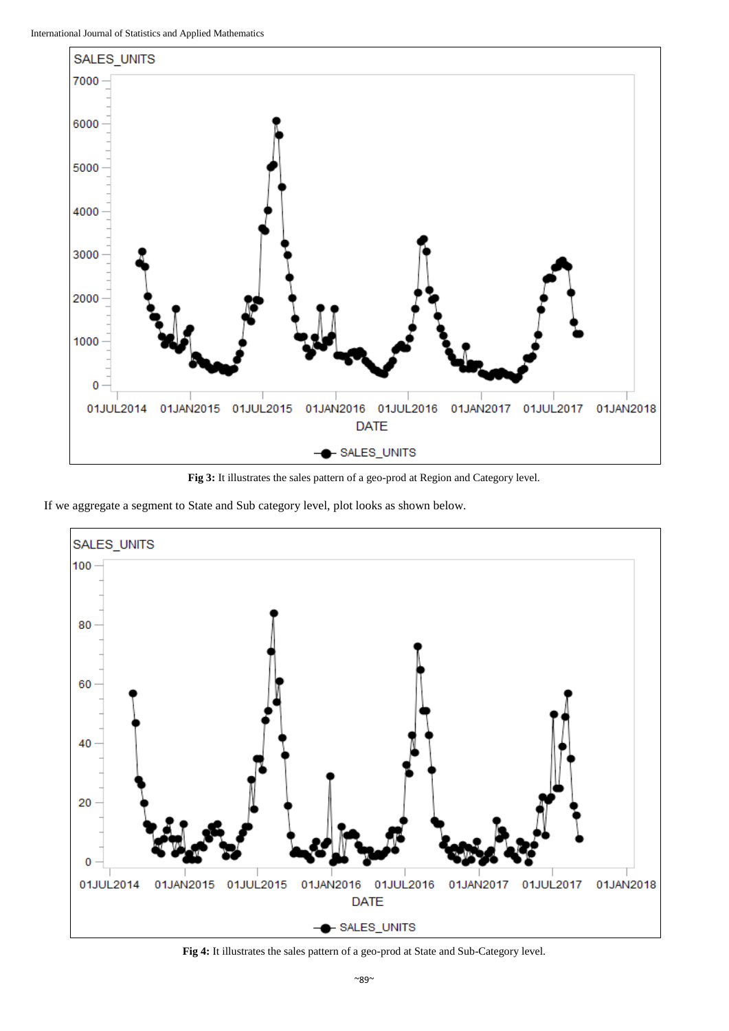**Fig 3:** It illustrates the sales pattern of a geo-prod at Region and Category level.

If we aggregate a segment to State and Sub category level, plot looks as shown below.

**Fig 4:** It illustrates the sales pattern of a geo-prod at State and Sub-Category level.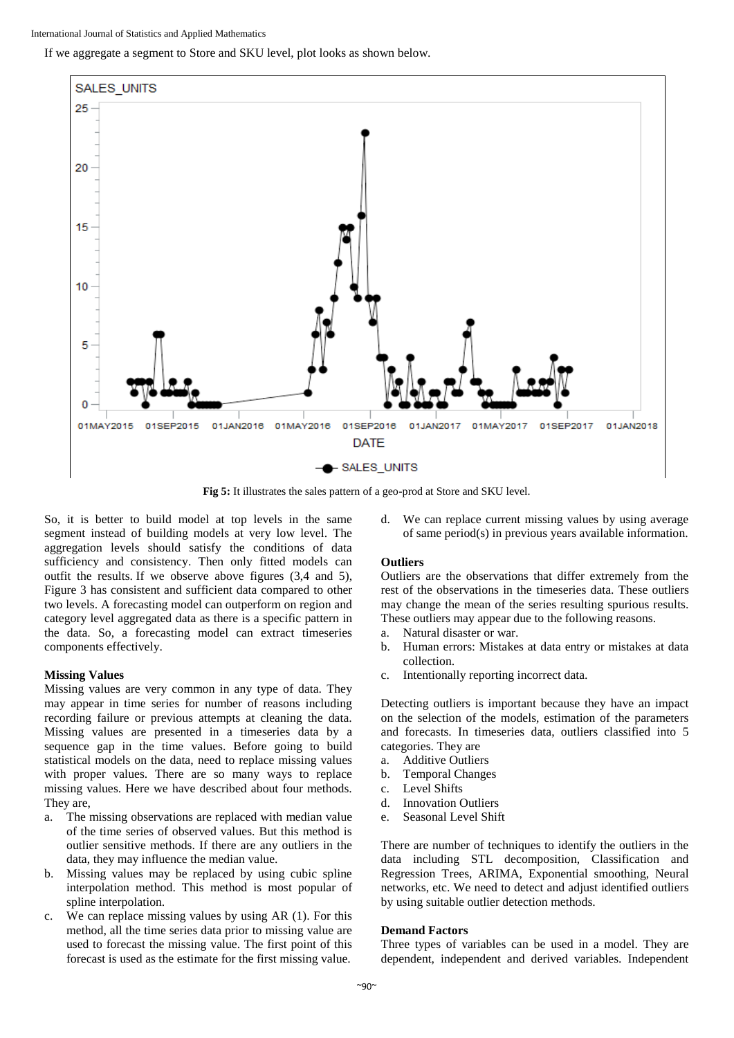If we aggregate a segment to Store and SKU level, plot looks as shown below.

**Fig 5:** It illustrates the sales pattern of a geo-prod at Store and SKU level.

So, it is better to build model at top levels in the same segment instead of building models at very low level. The aggregation levels should satisfy the conditions of data sufficiency and consistency. Then only fitted models can outfit the results. If we observe above figures (3,4 and 5), Figure 3 has consistent and sufficient data compared to other two levels. A forecasting model can outperform on region and category level aggregated data as there is a specific pattern in the data. So, a forecasting model can extract timeseries components effectively.

#### Missing Values

Missing values are very common in any type of data. They may appear in time series for number of reasons including recording failure or previous attempts at cleaning the data. Missing values are presented in a timeseries data by a sequence gap in the time values. Before going to build statistical models on the data, need to replace missing values with proper values. There are so many ways to replace missing values. Here we have described about four methods. They are,

a. The missing observations are replaced with median value of the time series of observed values. But this method is outlier sensitive methods. If there are any outliers in the data, they may influence the median value.
b. Missing values may be replaced by using cubic spline interpolation method. This method is most popular of spline interpolation.
c. We can replace missing values by using AR (1). For this method, all the time series data prior to missing value are used to forecast the missing value. The first point of this forecast is used as the estimate for the first missing value.
d. We can replace current missing values by using average of same period(s) in previous years available information.

#### Outliers

Outliers are the observations that differ extremely from the rest of the observations in the timeseries data. These outliers may change the mean of the series resulting spurious results. These outliers may appear due to the following reasons.

a. Natural disaster or war.
b. Human errors: Mistakes at data entry or mistakes at data collection.
c. Intentionally reporting incorrect data.

Detecting outliers is important because they have an impact on the selection of the models, estimation of the parameters and forecasts. In timeseries data, outliers classified into 5 categories. They are

a. Additive Outliers
b. Temporal Changes
c. Level Shifts
d. Innovation Outliers
e. Seasonal Level Shift

There are number of techniques to identify the outliers in the data including STL decomposition, Classification and Regression Trees, ARIMA, Exponential smoothing, Neural networks, etc. We need to detect and adjust identified outliers by using suitable outlier detection methods.

#### Demand Factors

Three types of variables can be used in a model. They are dependent, independent and derived variables. Independent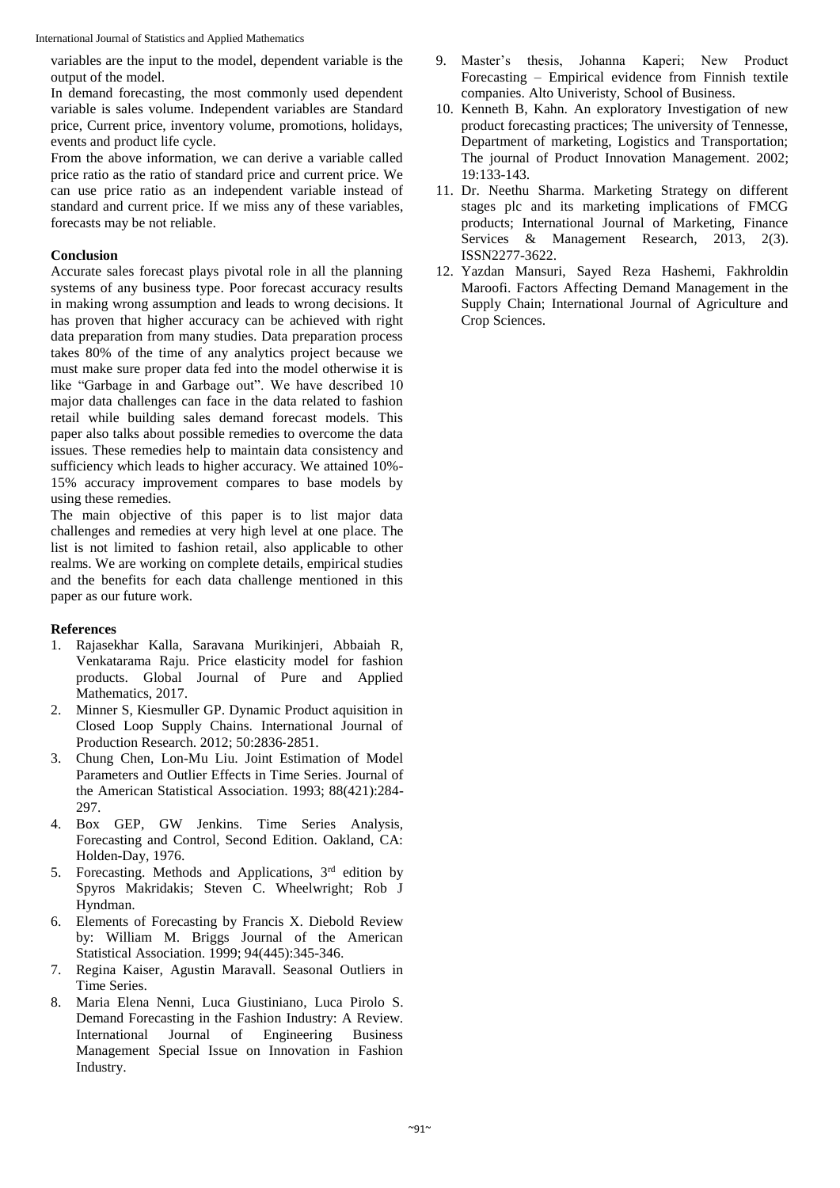variables are the input to the model, dependent variable is the output of the model.

In demand forecasting, the most commonly used dependent variable is sales volume. Independent variables are Standard price, Current price, inventory volume, promotions, holidays, events and product life cycle.

From the above information, we can derive a variable called price ratio as the ratio of standard price and current price. We can use price ratio as an independent variable instead of standard and current price. If we miss any of these variables, forecasts may be not reliable.

## Conclusion

Accurate sales forecast plays pivotal role in all the planning systems of any business type. Poor forecast accuracy results in making wrong assumption and leads to wrong decisions. It has proven that higher accuracy can be achieved with right data preparation from many studies. Data preparation process takes 80% of the time of any analytics project because we must make sure proper data fed into the model otherwise it is like "Garbage in and Garbage out". We have described 10 major data challenges can face in the data related to fashion retail while building sales demand forecast models. This paper also talks about possible remedies to overcome the data issues. These remedies help to maintain data consistency and sufficiency which leads to higher accuracy. We attained 10%-15% accuracy improvement compares to base models by using these remedies.

The main objective of this paper is to list major data challenges and remedies at very high level at one place. The list is not limited to fashion retail, also applicable to other realms. We are working on complete details, empirical studies and the benefits for each data challenge mentioned in this paper as our future work.

## References

1. Rajasekhar Kalla, Saravana Murikinjeri, Abbaiah R, Venkatarama Raju. Price elasticity model for fashion products. Global Journal of Pure and Applied Mathematics, 2017.
2. Minner S, Kiesmuller GP. Dynamic Product aquisition in Closed Loop Supply Chains. International Journal of Production Research. 2012; 50:2836-2851.
3. Chung Chen, Lon-Mu Liu. Joint Estimation of Model Parameters and Outlier Effects in Time Series. Journal of the American Statistical Association. 1993; 88(421):284-297.
4. Box GEP, GW Jenkins. Time Series Analysis, Forecasting and Control, Second Edition. Oakland, CA: Holden-Day, 1976.
5. Forecasting. Methods and Applications, 3rd edition by Spyros Makridakis; Steven C. Wheelwright; Rob J Hyndman.
6. Elements of Forecasting by Francis X. Diebold Review by: William M. Briggs Journal of the American Statistical Association. 1999; 94(445):345-346.
7. Regina Kaiser, Agustin Maravall. Seasonal Outliers in Time Series.
8. Maria Elena Nenni, Luca Giustiniano, Luca Pirolo S. Demand Forecasting in the Fashion Industry: A Review. International Journal of Engineering Business Management Special Issue on Innovation in Fashion Industry.
9. Master's thesis, Johanna Kaperi; New Product Forecasting – Empirical evidence from Finnish textile companies. Alto Univeristy, School of Business.
10. Kenneth B, Kahn. An exploratory Investigation of new product forecasting practices; The university of Tennesse, Department of marketing, Logistics and Transportation; The journal of Product Innovation Management. 2002; 19:133-143.
11. Dr. Neethu Sharma. Marketing Strategy on different stages plc and its marketing implications of FMCG products; International Journal of Marketing, Finance Services & Management Research, 2013, 2(3). ISSN2277-3622.
12. Yazdan Mansuri, Sayed Reza Hashemi, Fakhroldin Maroofi. Factors Affecting Demand Management in the Supply Chain; International Journal of Agriculture and Crop Sciences.